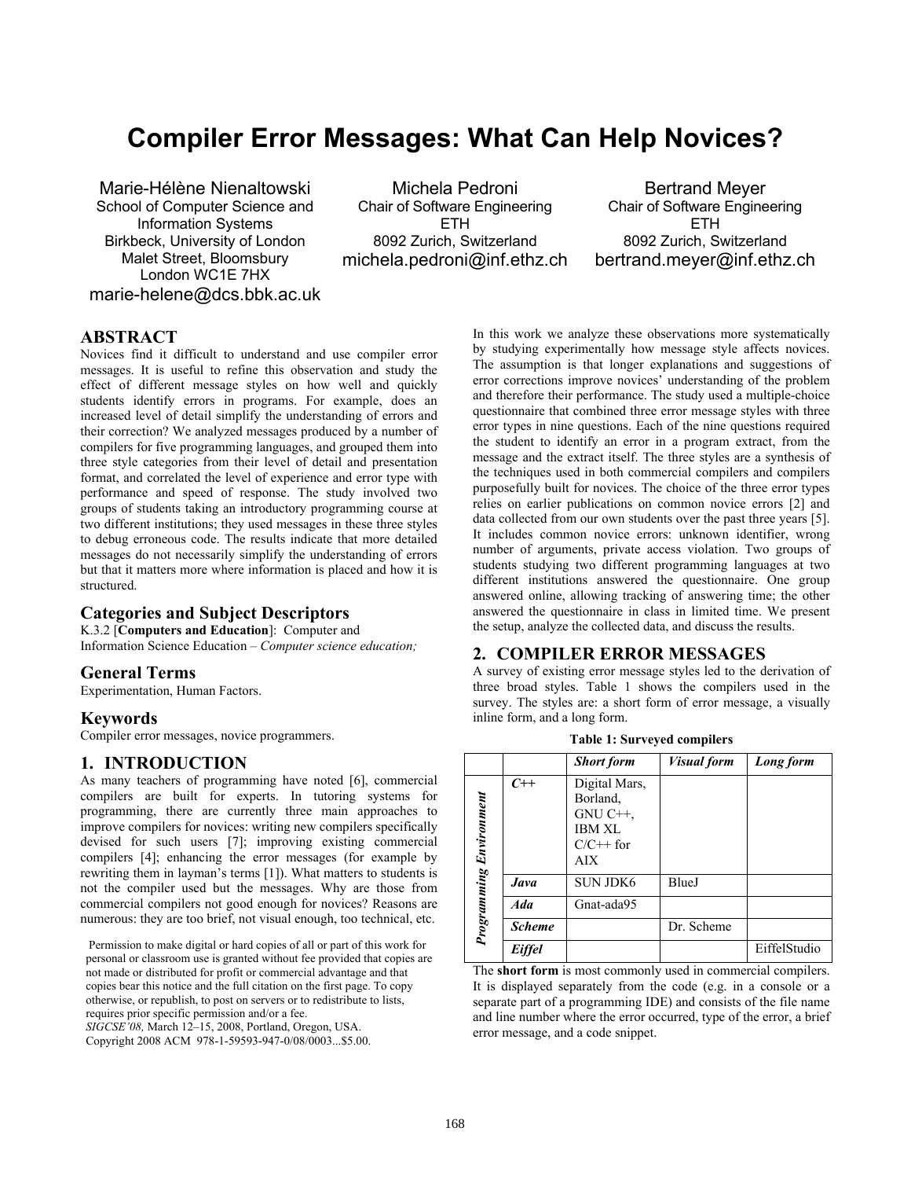# Compiler Error Messages: What Can Help Novices?

Marie-Hélène Nienaltowski
School of Computer Science and Information Systems
Birkbeck, University of London
Malet Street, Bloomsbury
London WC1E 7HX
marie-helene@dcs.bbk.ac.uk

Michela Pedroni
Chair of Software Engineering
ETH
8092 Zurich, Switzerland
michela.pedroni@inf.ethz.ch

Bertrand Meyer
Chair of Software Engineering
ETH
8092 Zurich, Switzerland
bertrand.meyer@inf.ethz.ch

## ABSTRACT

Novices find it difficult to understand and use compiler error messages. It is useful to refine this observation and study the effect of different message styles on how well and quickly students identify errors in programs. For example, does an increased level of detail simplify the understanding of errors and their correction? We analyzed messages produced by a number of compilers for five programming languages, and grouped them into three style categories from their level of detail and presentation format, and correlated the level of experience and error type with performance and speed of response. The study involved two groups of students taking an introductory programming course at two different institutions; they used messages in these three styles to debug erroneous code. The results indicate that more detailed messages do not necessarily simplify the understanding of errors but that it matters more where information is placed and how it is structured.

### Categories and Subject Descriptors

K.3.2 [**Computers and Education**]: Computer and Information Science Education – *Computer science education;*

### General Terms

Experimentation, Human Factors.

### Keywords

Compiler error messages, novice programmers.

## 1. INTRODUCTION

As many teachers of programming have noted [6], commercial compilers are built for experts. In tutoring systems for programming, there are currently three main approaches to improve compilers for novices: writing new compilers specifically devised for such users [7]; improving existing commercial compilers [4]; enhancing the error messages (for example by rewriting them in layman's terms [1]). What matters to students is not the compiler used but the messages. Why are those from commercial compilers not good enough for novices? Reasons are numerous: they are too brief, not visual enough, too technical, etc.

Permission to make digital or hard copies of all or part of this work for personal or classroom use is granted without fee provided that copies are not made or distributed for profit or commercial advantage and that copies bear this notice and the full citation on the first page. To copy otherwise, or republish, to post on servers or to redistribute to lists, requires prior specific permission and/or a fee.
*SIGCSE'08,* March 12–15, 2008, Portland, Oregon, USA.
Copyright 2008 ACM 978-1-59593-947-0/08/0003...$5.00.

In this work we analyze these observations more systematically by studying experimentally how message style affects novices. The assumption is that longer explanations and suggestions of error corrections improve novices' understanding of the problem and therefore their performance. The study used a multiple-choice questionnaire that combined three error message styles with three error types in nine questions. Each of the nine questions required the student to identify an error in a program extract, from the message and the extract itself. The three styles are a synthesis of the techniques used in both commercial compilers and compilers purposefully built for novices. The choice of the three error types relies on earlier publications on common novice errors [2] and data collected from our own students over the past three years [5]. It includes common novice errors: unknown identifier, wrong number of arguments, private access violation. Two groups of students studying two different programming languages at two different institutions answered the questionnaire. One group answered online, allowing tracking of answering time; the other answered the questionnaire in class in limited time. We present the setup, analyze the collected data, and discuss the results.

## 2. COMPILER ERROR MESSAGES

A survey of existing error message styles led to the derivation of three broad styles. Table 1 shows the compilers used in the survey. The styles are: a short form of error message, a visually inline form, and a long form.

**Table 1: Surveyed compilers**

| | | *Short form* | *Visual form* | *Long form* |
|---|---|---|---|---|
| *Programming Environment* | *C++* | Digital Mars, Borland, GNU C++, IBM XL C/C++ for AIX | | |
| | *Java* | SUN JDK6 | BlueJ | |
| | *Ada* | Gnat-ada95 | | |
| | *Scheme* | | Dr. Scheme | |
| | *Eiffel* | | | EiffelStudio |

The **short form** is most commonly used in commercial compilers. It is displayed separately from the code (e.g. in a console or a separate part of a programming IDE) and consists of the file name and line number where the error occurred, type of the error, a brief error message, and a code snippet.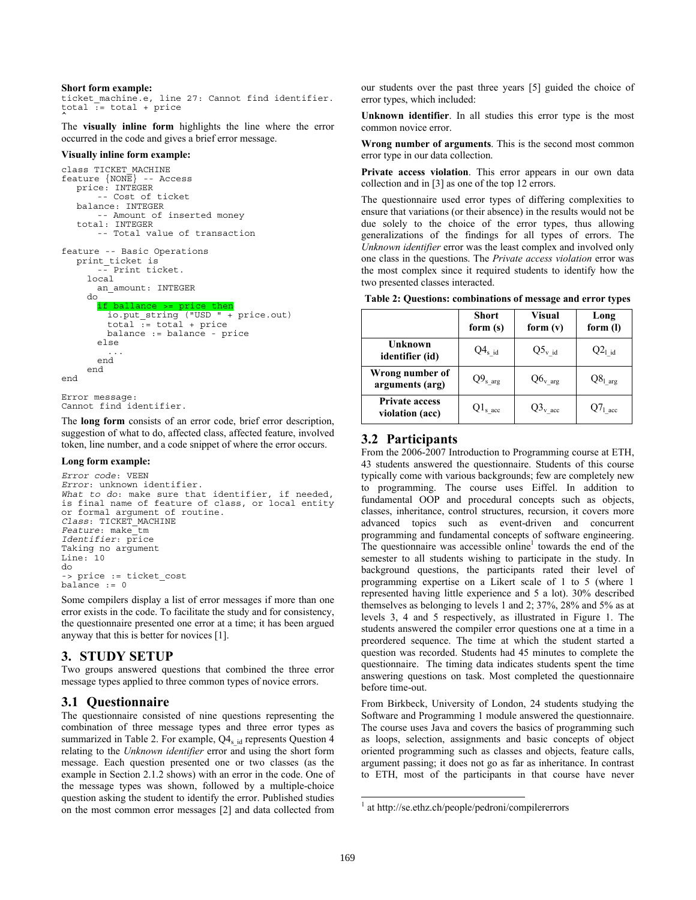**Short form example:**

```
ticket_machine.e, line 27: Cannot find identifier.
total := total + price
^
```

The **visually inline form** highlights the line where the error occurred in the code and gives a brief error message.

**Visually inline form example:**

```
class TICKET_MACHINE
feature {NONE} -- Access
   price: INTEGER
       -- Cost of ticket
   balance: INTEGER
       -- Amount of inserted money
   total: INTEGER
       -- Total value of transaction

feature -- Basic Operations
   print_ticket is
       -- Print ticket.
     local
       an_amount: INTEGER
     do
       if ballance >= price then
         io.put_string ("USD " + price.out)
         total := total + price
         balance := balance - price
       else
         ...
       end
     end
end

Error message:
Cannot find identifier.
```

The **long form** consists of an error code, brief error description, suggestion of what to do, affected class, affected feature, involved token, line number, and a code snippet of where the error occurs.

**Long form example:**

```
Error code: VEEN
Error: unknown identifier.
What to do: make sure that identifier, if needed,
is final name of feature of class, or local entity
or formal argument of routine.
Class: TICKET_MACHINE
Feature: make_tm
Identifier: price
Taking no argument
Line: 10
do
-> price := ticket_cost
balance := 0
```

Some compilers display a list of error messages if more than one error exists in the code. To facilitate the study and for consistency, the questionnaire presented one error at a time; it has been argued anyway that this is better for novices [1].

## 3. STUDY SETUP

Two groups answered questions that combined the three error message types applied to three common types of novice errors.

### 3.1 Questionnaire

The questionnaire consisted of nine questions representing the combination of three message types and three error types as summarized in Table 2. For example, $Q4_{s\_id}$ represents Question 4 relating to the *Unknown identifier* error and using the short form message. Each question presented one or two classes (as the example in Section 2.1.2 shows) with an error in the code. One of the message types was shown, followed by a multiple-choice question asking the student to identify the error. Published studies on the most common error messages [2] and data collected from our students over the past three years [5] guided the choice of error types, which included:

**Unknown identifier**. In all studies this error type is the most common novice error.

**Wrong number of arguments**. This is the second most common error type in our data collection.

**Private access violation**. This error appears in our own data collection and in [3] as one of the top 12 errors.

The questionnaire used error types of differing complexities to ensure that variations (or their absence) in the results would not be due solely to the choice of the error types, thus allowing generalizations of the findings for all types of errors. The *Unknown identifier* error was the least complex and involved only one class in the questions. The *Private access violation* error was the most complex since it required students to identify how the two presented classes interacted.

**Table 2: Questions: combinations of message and error types**

| | Short form (s) | Visual form (v) | Long form (l) |
|---|---|---|---|
| **Unknown identifier (id)** | $Q4_{s\_id}$ | $Q5_{v\_id}$ | $Q2_{l\_id}$ |
| **Wrong number of arguments (arg)** | $Q9_{s\_arg}$ | $Q6_{v\_arg}$ | $Q8_{l\_arg}$ |
| **Private access violation (acc)** | $Q1_{s\_acc}$ | $Q3_{v\_acc}$ | $Q7_{l\_acc}$ |

### 3.2 Participants

From the 2006-2007 Introduction to Programming course at ETH, 43 students answered the questionnaire. Students of this course typically come with various backgrounds; few are completely new to programming. The course uses Eiffel. In addition to fundamental OOP and procedural concepts such as objects, classes, inheritance, control structures, recursion, it covers more advanced topics such as event-driven and concurrent programming and fundamental concepts of software engineering. The questionnaire was accessible online[1] towards the end of the semester to all students wishing to participate in the study. In background questions, the participants rated their level of programming expertise on a Likert scale of 1 to 5 (where 1 represented having little experience and 5 a lot). 30% described themselves as belonging to levels 1 and 2; 37%, 28% and 5% as at levels 3, 4 and 5 respectively, as illustrated in Figure 1. The students answered the compiler error questions one at a time in a preordered sequence. The time at which the student started a question was recorded. Students had 45 minutes to complete the questionnaire. The timing data indicates students spent the time answering questions on task. Most completed the questionnaire before time-out.

From Birkbeck, University of London, 24 students studying the Software and Programming 1 module answered the questionnaire. The course uses Java and covers the basics of programming such as loops, selection, assignments and basic concepts of object oriented programming such as classes and objects, feature calls, argument passing; it does not go as far as inheritance. In contrast to ETH, most of the participants in that course have never

[1] at http://se.ethz.ch/people/pedroni/compilererrors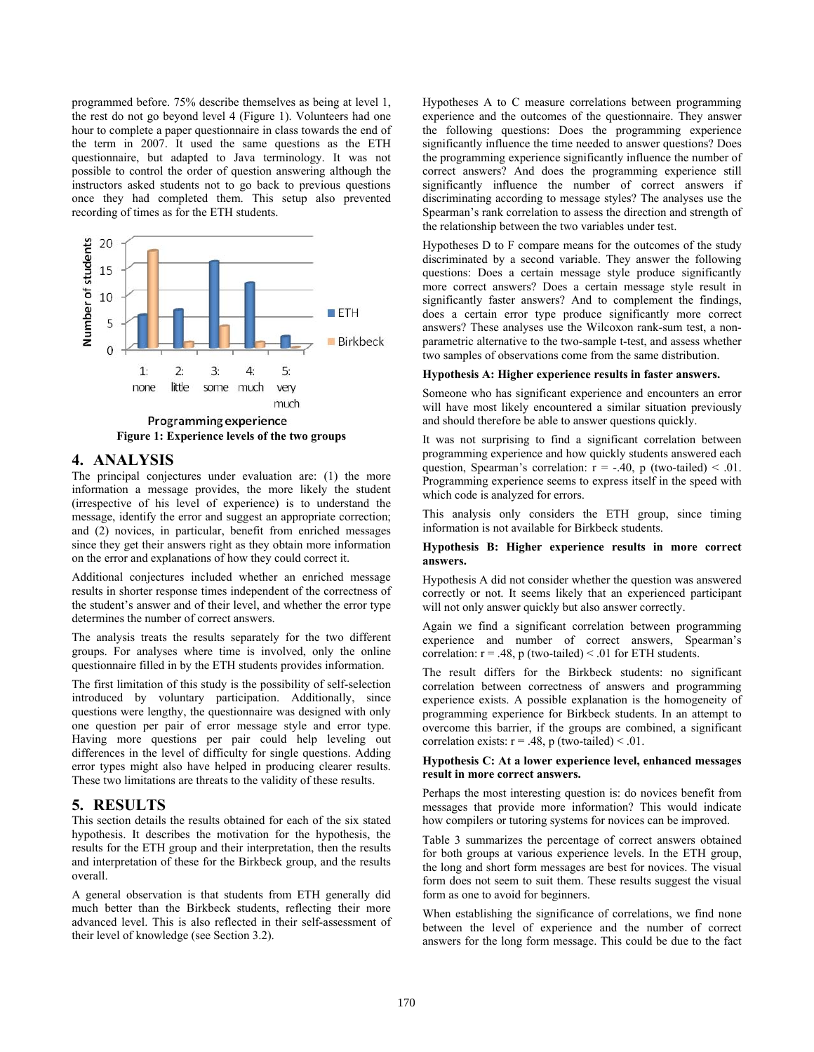programmed before. 75% describe themselves as being at level 1, the rest do not go beyond level 4 (Figure 1). Volunteers had one hour to complete a paper questionnaire in class towards the end of the term in 2007. It used the same questions as the ETH questionnaire, but adapted to Java terminology. It was not possible to control the order of question answering although the instructors asked students not to go back to previous questions once they had completed them. This setup also prevented recording of times as for the ETH students.

Number of students
20
15
10
5
0
1: none
2: little
3: some
4: much
5: very much
ETH
Birkbeck
Programming experience

**Figure 1: Experience levels of the two groups**

## 4. ANALYSIS

The principal conjectures under evaluation are: (1) the more information a message provides, the more likely the student (irrespective of his level of experience) is to understand the message, identify the error and suggest an appropriate correction; and (2) novices, in particular, benefit from enriched messages since they get their answers right as they obtain more information on the error and explanations of how they could correct it.

Additional conjectures included whether an enriched message results in shorter response times independent of the correctness of the student's answer and of their level, and whether the error type determines the number of correct answers.

The analysis treats the results separately for the two different groups. For analyses where time is involved, only the online questionnaire filled in by the ETH students provides information.

The first limitation of this study is the possibility of self-selection introduced by voluntary participation. Additionally, since questions were lengthy, the questionnaire was designed with only one question per pair of error message style and error type. Having more questions per pair could help leveling out differences in the level of difficulty for single questions. Adding error types might also have helped in producing clearer results. These two limitations are threats to the validity of these results.

## 5. RESULTS

This section details the results obtained for each of the six stated hypothesis. It describes the motivation for the hypothesis, the results for the ETH group and their interpretation, then the results and interpretation of these for the Birkbeck group, and the results overall.

A general observation is that students from ETH generally did much better than the Birkbeck students, reflecting their more advanced level. This is also reflected in their self-assessment of their level of knowledge (see Section 3.2).

Hypotheses A to C measure correlations between programming experience and the outcomes of the questionnaire. They answer the following questions: Does the programming experience significantly influence the time needed to answer questions? Does the programming experience significantly influence the number of correct answers? And does the programming experience still significantly influence the number of correct answers if discriminating according to message styles? The analyses use the Spearman's rank correlation to assess the direction and strength of the relationship between the two variables under test.

Hypotheses D to F compare means for the outcomes of the study discriminated by a second variable. They answer the following questions: Does a certain message style produce significantly more correct answers? Does a certain message style result in significantly faster answers? And to complement the findings, does a certain error type produce significantly more correct answers? These analyses use the Wilcoxon rank-sum test, a non-parametric alternative to the two-sample t-test, and assess whether two samples of observations come from the same distribution.

**Hypothesis A: Higher experience results in faster answers.**

Someone who has significant experience and encounters an error will have most likely encountered a similar situation previously and should therefore be able to answer questions quickly.

It was not surprising to find a significant correlation between programming experience and how quickly students answered each question, Spearman's correlation: $r = -.40$, $p$ (two-tailed) $< .01$. Programming experience seems to express itself in the speed with which code is analyzed for errors.

This analysis only considers the ETH group, since timing information is not available for Birkbeck students.

**Hypothesis B: Higher experience results in more correct answers.**

Hypothesis A did not consider whether the question was answered correctly or not. It seems likely that an experienced participant will not only answer quickly but also answer correctly.

Again we find a significant correlation between programming experience and number of correct answers, Spearman's correlation: $r = .48$, $p$ (two-tailed) $< .01$ for ETH students.

The result differs for the Birkbeck students: no significant correlation between correctness of answers and programming experience exists. A possible explanation is the homogeneity of programming experience for Birkbeck students. In an attempt to overcome this barrier, if the groups are combined, a significant correlation exists: $r = .48$, $p$ (two-tailed) $< .01$.

**Hypothesis C: At a lower experience level, enhanced messages result in more correct answers.**

Perhaps the most interesting question is: do novices benefit from messages that provide more information? This would indicate how compilers or tutoring systems for novices can be improved.

Table 3 summarizes the percentage of correct answers obtained for both groups at various experience levels. In the ETH group, the long and short form messages are best for novices. The visual form does not seem to suit them. These results suggest the visual form as one to avoid for beginners.

When establishing the significance of correlations, we find none between the level of experience and the number of correct answers for the long form message. This could be due to the fact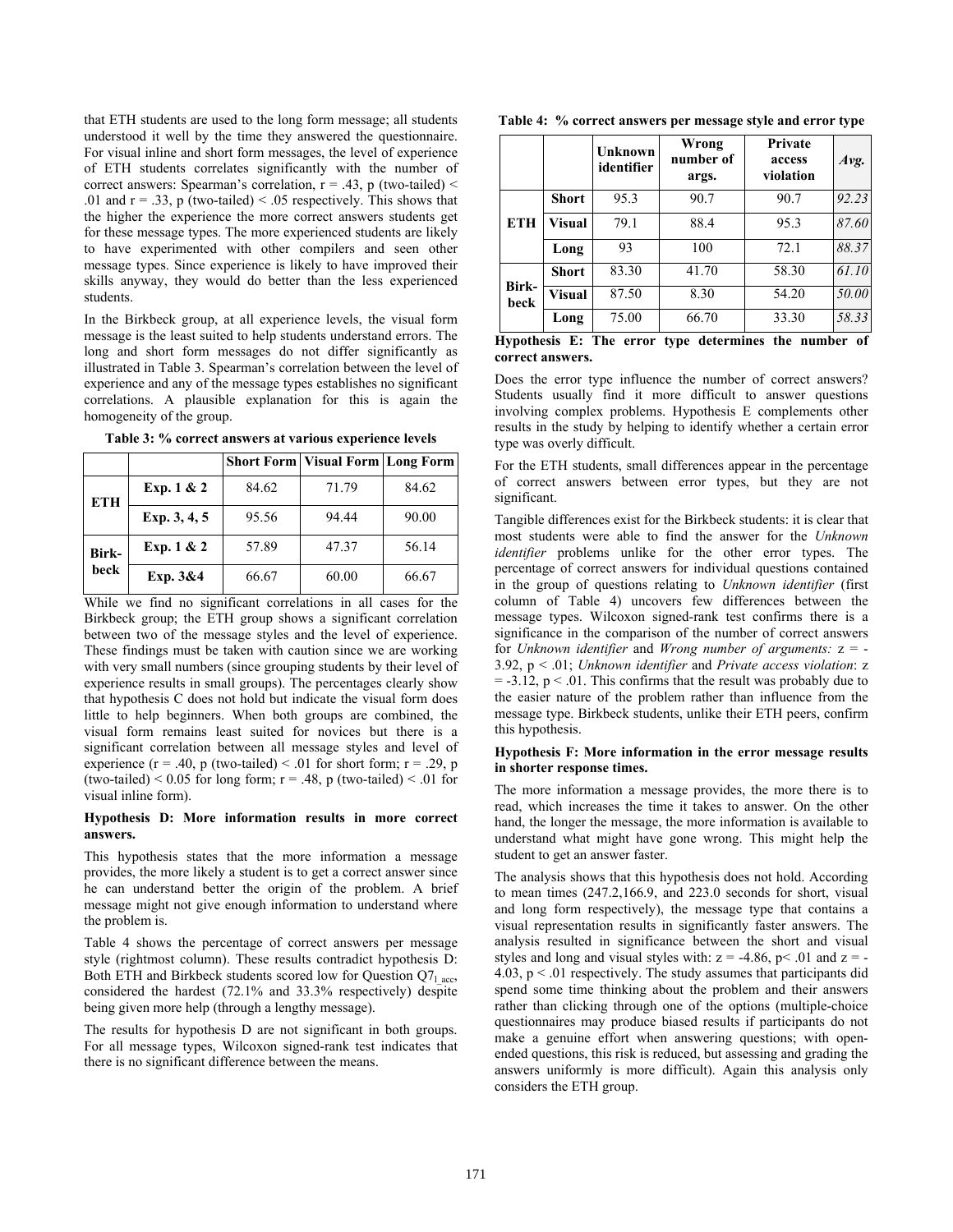that ETH students are used to the long form message; all students understood it well by the time they answered the questionnaire. For visual inline and short form messages, the level of experience of ETH students correlates significantly with the number of correct answers: Spearman's correlation, r = .43, p (two-tailed) < .01 and r = .33, p (two-tailed) < .05 respectively. This shows that the higher the experience the more correct answers students get for these message types. The more experienced students are likely to have experimented with other compilers and seen other message types. Since experience is likely to have improved their skills anyway, they would do better than the less experienced students.

In the Birkbeck group, at all experience levels, the visual form message is the least suited to help students understand errors. The long and short form messages do not differ significantly as illustrated in Table 3. Spearman's correlation between the level of experience and any of the message types establishes no significant correlations. A plausible explanation for this is again the homogeneity of the group.

**Table 3: % correct answers at various experience levels**

| | | Short Form | Visual Form | Long Form |
|---|---|---|---|---|
| ETH | Exp. 1 & 2 | 84.62 | 71.79 | 84.62 |
| | Exp. 3, 4, 5 | 95.56 | 94.44 | 90.00 |
| Birk-beck | Exp. 1 & 2 | 57.89 | 47.37 | 56.14 |
| | Exp. 3&4 | 66.67 | 60.00 | 66.67 |

While we find no significant correlations in all cases for the Birkbeck group; the ETH group shows a significant correlation between two of the message styles and the level of experience. These findings must be taken with caution since we are working with very small numbers (since grouping students by their level of experience results in small groups). The percentages clearly show that hypothesis C does not hold but indicate the visual form does little to help beginners. When both groups are combined, the visual form remains least suited for novices but there is a significant correlation between all message styles and level of experience (r = .40, p (two-tailed) < .01 for short form; r = .29, p (two-tailed) < 0.05 for long form; r = .48, p (two-tailed) < .01 for visual inline form).

**Hypothesis D: More information results in more correct answers.**

This hypothesis states that the more information a message provides, the more likely a student is to get a correct answer since he can understand better the origin of the problem. A brief message might not give enough information to understand where the problem is.

Table 4 shows the percentage of correct answers per message style (rightmost column). These results contradict hypothesis D: Both ETH and Birkbeck students scored low for Question $Q7_{l\_acc}$, considered the hardest (72.1% and 33.3% respectively) despite being given more help (through a lengthy message).

The results for hypothesis D are not significant in both groups. For all message types, Wilcoxon signed-rank test indicates that there is no significant difference between the means.

**Table 4: % correct answers per message style and error type**

| | | Unknown identifier | Wrong number of args. | Private access violation | *Avg.* |
|---|---|---|---|---|---|
| ETH | Short | 95.3 | 90.7 | 90.7 | *92.23* |
| | Visual | 79.1 | 88.4 | 95.3 | *87.60* |
| | Long | 93 | 100 | 72.1 | *88.37* |
| Birk-beck | Short | 83.30 | 41.70 | 58.30 | *61.10* |
| | Visual | 87.50 | 8.30 | 54.20 | *50.00* |
| | Long | 75.00 | 66.70 | 33.30 | *58.33* |

**Hypothesis E: The error type determines the number of correct answers.**

Does the error type influence the number of correct answers? Students usually find it more difficult to answer questions involving complex problems. Hypothesis E complements other results in the study by helping to identify whether a certain error type was overly difficult.

For the ETH students, small differences appear in the percentage of correct answers between error types, but they are not significant.

Tangible differences exist for the Birkbeck students: it is clear that most students were able to find the answer for the *Unknown identifier* problems unlike for the other error types. The percentage of correct answers for individual questions contained in the group of questions relating to *Unknown identifier* (first column of Table 4) uncovers few differences between the message types. Wilcoxon signed-rank test confirms there is a significance in the comparison of the number of correct answers for *Unknown identifier* and *Wrong number of arguments:* z = -3.92, p < .01; *Unknown identifier* and *Private access violation*: z = -3.12, p < .01. This confirms that the result was probably due to the easier nature of the problem rather than influence from the message type. Birkbeck students, unlike their ETH peers, confirm this hypothesis.

**Hypothesis F: More information in the error message results in shorter response times.**

The more information a message provides, the more there is to read, which increases the time it takes to answer. On the other hand, the longer the message, the more information is available to understand what might have gone wrong. This might help the student to get an answer faster.

The analysis shows that this hypothesis does not hold. According to mean times (247.2,166.9, and 223.0 seconds for short, visual and long form respectively), the message type that contains a visual representation results in significantly faster answers. The analysis resulted in significance between the short and visual styles and long and visual styles with: z = -4.86, p< .01 and z = -4.03, p < .01 respectively. The study assumes that participants did spend some time thinking about the problem and their answers rather than clicking through one of the options (multiple-choice questionnaires may produce biased results if participants do not make a genuine effort when answering questions; with open-ended questions, this risk is reduced, but assessing and grading the answers uniformly is more difficult). Again this analysis only considers the ETH group.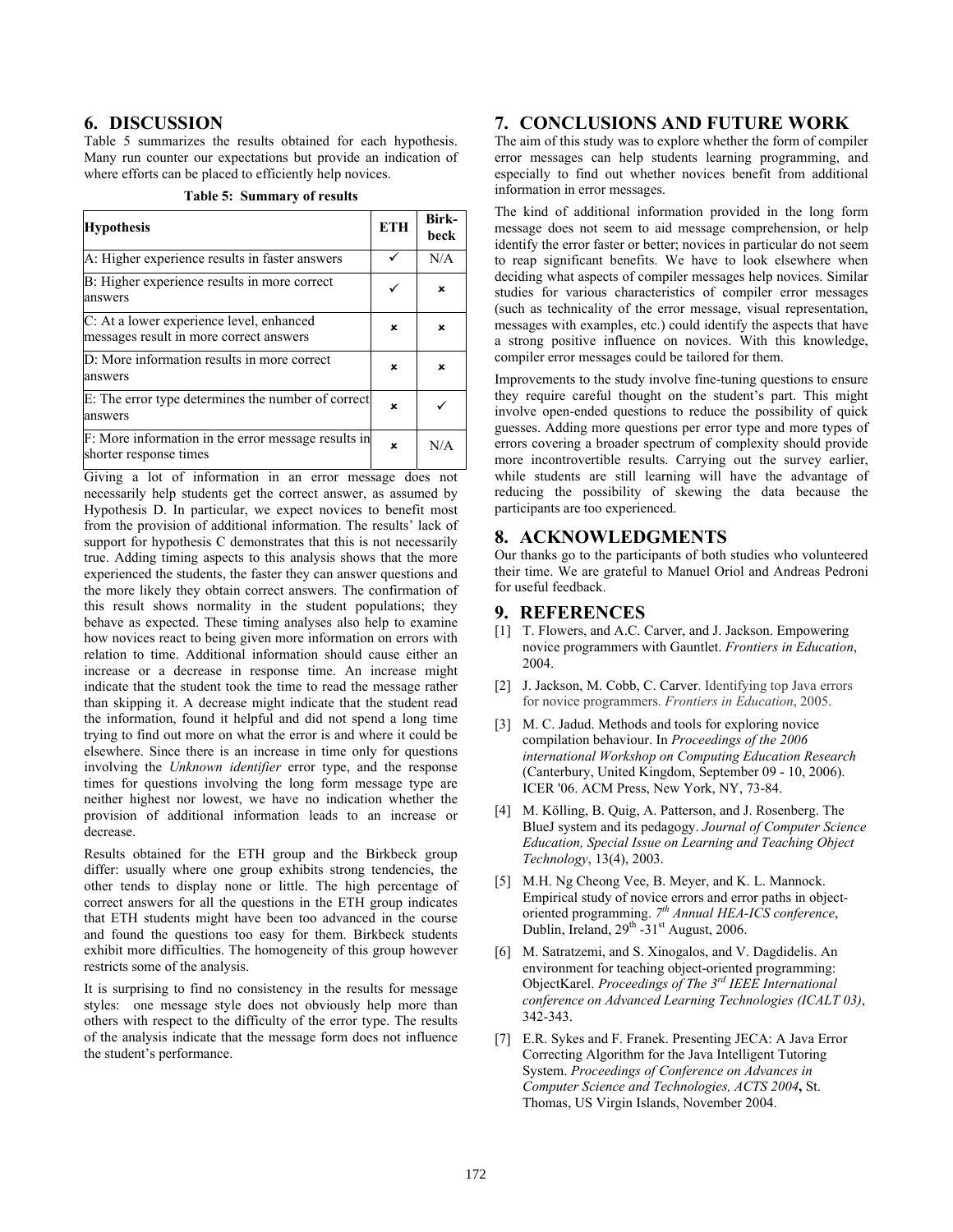## 6. DISCUSSION

Table 5 summarizes the results obtained for each hypothesis. Many run counter our expectations but provide an indication of where efforts can be placed to efficiently help novices.

**Table 5: Summary of results**

| Hypothesis | ETH | Birk-beck |
|---|---|---|
| A: Higher experience results in faster answers | ✓ | N/A |
| B: Higher experience results in more correct answers | ✓ | ✗ |
| C: At a lower experience level, enhanced messages result in more correct answers | ✗ | ✗ |
| D: More information results in more correct answers | ✗ | ✗ |
| E: The error type determines the number of correct answers | ✗ | ✓ |
| F: More information in the error message results in shorter response times | ✗ | N/A |

Giving a lot of information in an error message does not necessarily help students get the correct answer, as assumed by Hypothesis D. In particular, we expect novices to benefit most from the provision of additional information. The results' lack of support for hypothesis C demonstrates that this is not necessarily true. Adding timing aspects to this analysis shows that the more experienced the students, the faster they can answer questions and the more likely they obtain correct answers. The confirmation of this result shows normality in the student populations; they behave as expected. These timing analyses also help to examine how novices react to being given more information on errors with relation to time. Additional information should cause either an increase or a decrease in response time. An increase might indicate that the student took the time to read the message rather than skipping it. A decrease might indicate that the student read the information, found it helpful and did not spend a long time trying to find out more on what the error is and where it could be elsewhere. Since there is an increase in time only for questions involving the *Unknown identifier* error type, and the response times for questions involving the long form message type are neither highest nor lowest, we have no indication whether the provision of additional information leads to an increase or decrease.

Results obtained for the ETH group and the Birkbeck group differ: usually where one group exhibits strong tendencies, the other tends to display none or little. The high percentage of correct answers for all the questions in the ETH group indicates that ETH students might have been too advanced in the course and found the questions too easy for them. Birkbeck students exhibit more difficulties. The homogeneity of this group however restricts some of the analysis.

It is surprising to find no consistency in the results for message styles: one message style does not obviously help more than others with respect to the difficulty of the error type. The results of the analysis indicate that the message form does not influence the student's performance.

## 7. CONCLUSIONS AND FUTURE WORK

The aim of this study was to explore whether the form of compiler error messages can help students learning programming, and especially to find out whether novices benefit from additional information in error messages.

The kind of additional information provided in the long form message does not seem to aid message comprehension, or help identify the error faster or better; novices in particular do not seem to reap significant benefits. We have to look elsewhere when deciding what aspects of compiler messages help novices. Similar studies for various characteristics of compiler error messages (such as technicality of the error message, visual representation, messages with examples, etc.) could identify the aspects that have a strong positive influence on novices. With this knowledge, compiler error messages could be tailored for them.

Improvements to the study involve fine-tuning questions to ensure they require careful thought on the student's part. This might involve open-ended questions to reduce the possibility of quick guesses. Adding more questions per error type and more types of errors covering a broader spectrum of complexity should provide more incontrovertible results. Carrying out the survey earlier, while students are still learning will have the advantage of reducing the possibility of skewing the data because the participants are too experienced.

## 8. ACKNOWLEDGMENTS

Our thanks go to the participants of both studies who volunteered their time. We are grateful to Manuel Oriol and Andreas Pedroni for useful feedback.

## 9. REFERENCES

[1] T. Flowers, and A.C. Carver, and J. Jackson. Empowering novice programmers with Gauntlet. *Frontiers in Education*, 2004.

[2] J. Jackson, M. Cobb, C. Carver. Identifying top Java errors for novice programmers. *Frontiers in Education*, 2005.

[3] M. C. Jadud. Methods and tools for exploring novice compilation behaviour. In *Proceedings of the 2006 international Workshop on Computing Education Research* (Canterbury, United Kingdom, September 09 - 10, 2006). ICER '06. ACM Press, New York, NY, 73-84.

[4] M. Kölling, B. Quig, A. Patterson, and J. Rosenberg. The BlueJ system and its pedagogy. *Journal of Computer Science Education, Special Issue on Learning and Teaching Object Technology*, 13(4), 2003.

[5] M.H. Ng Cheong Vee, B. Meyer, and K. L. Mannock. Empirical study of novice errors and error paths in object-oriented programming. *7th Annual HEA-ICS conference*, Dublin, Ireland, 29th -31st August, 2006.

[6] M. Satratzemi, and S. Xinogalos, and V. Dagdidelis. An environment for teaching object-oriented programming: ObjectKarel. *Proceedings of The 3rd IEEE International conference on Advanced Learning Technologies (ICALT 03)*, 342-343.

[7] E.R. Sykes and F. Franek. Presenting JECA: A Java Error Correcting Algorithm for the Java Intelligent Tutoring System. *Proceedings of Conference on Advances in Computer Science and Technologies, ACTS 2004*, St. Thomas, US Virgin Islands, November 2004.